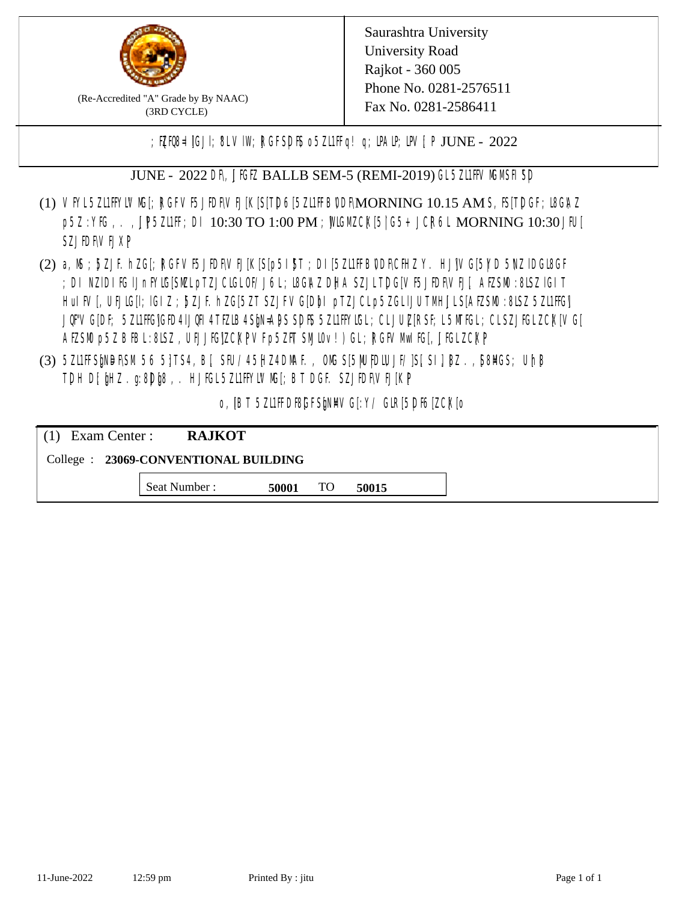Saurashtra University
University Road
Rajkot - 360 005
Phone No. 0281-2576511
Fax No. 0281-2586411

(Re-Accredited "A" Grade by By NAAC)
(3RD CYCLE)

; FZFQ8=I[GJI; 8LV IW; ]RGFSDF\ o5ZL1FFq! q; LPAlP; LPV [P JUNE - 2022

JUNE - 2022 DF\ ]FGFZ BALLB SEM-5 (REMI-2019) GL 5ZL1FFV MGMSFI SD

(1) V FYL 5ZL1FFYLV MG[; ]RGFV F5 JFDF\V FJ[K[S[TD 6[5ZL1FF B'DF\MORNING 10.15 AM S, F5[TD GF; L8G\A Z p5Z :YFG , . , ]P 5ZL1FF; DI 10:30 TO 1:00 PM ; ]VLGMZCK[5|G5+ JCR6L MORNING 10:30 JFU[ SZJFDF\V FJX]P

(2) a, MS ; ]ZJF. hZG[; ]RGFV F5 JFDF\V FJ[K[S[p5I]T ; DI [5ZL1FF B'DF\CFHZ Y. HJ]V G[5|YD 5N ZIDGL8GF ; DI NZIDI FG IJn FYLG[SMZL pTZJCLGLOF/J6L; L8G\A Z D[HA SZJLT D]G[V F5 JFDF\V FJ[ AFZSMO :8LSZ IGIT HuI FV [, UFJLG[I; IGIZ ; ]ZJF. hZG[5ZT SZJFV G[D]bI pTZJCLp5ZGLIJUTMH]LS[AFZSMO :8LSZ 5ZL1FFG] JQF"V G[DF; 5ZL1FFG]GFD 4IJQFI 4 TFZLB 4 S]N=A]S SDF\5 5ZL1FFYLGL; CL JUZ[RSF; L5 MTFGL; CL SZJFGLZCK[V G[ AFZSMO p5Z B FBL :8LSZ , UFJJFG]ZCK[PV Fp5ZFT SMJLv! )GL; ]RGFV MwI FG[, ]FGLZCK[P

(3) 5ZL1FF S]ND]F\SM 5 6 5 }TS4 , B[ SFU/ 45 |HZ4 DMAF. , OMG S[5|M U|FDLU JF/ ]S[ SI ] ]BZ. , ]58MGS; Uh ] TD H D[]HZ . g:8D]]8 , . HJFGL 5ZL1FFYLV MG[; B T DGF. SZJFDF\V FJ[K[P

o, [B T 5ZL1FF DF8[GFS]NMV G[:Y/ GLR[5 DF6[ZCK[o

(1) Exam Center : **RAJKOT**

College : **23069-CONVENTIONAL BUILDING**

| Seat Number : | **50001** | TO | **50015** |
|---|---|---|---|

11-June-2022 12:59 pm Printed By : jitu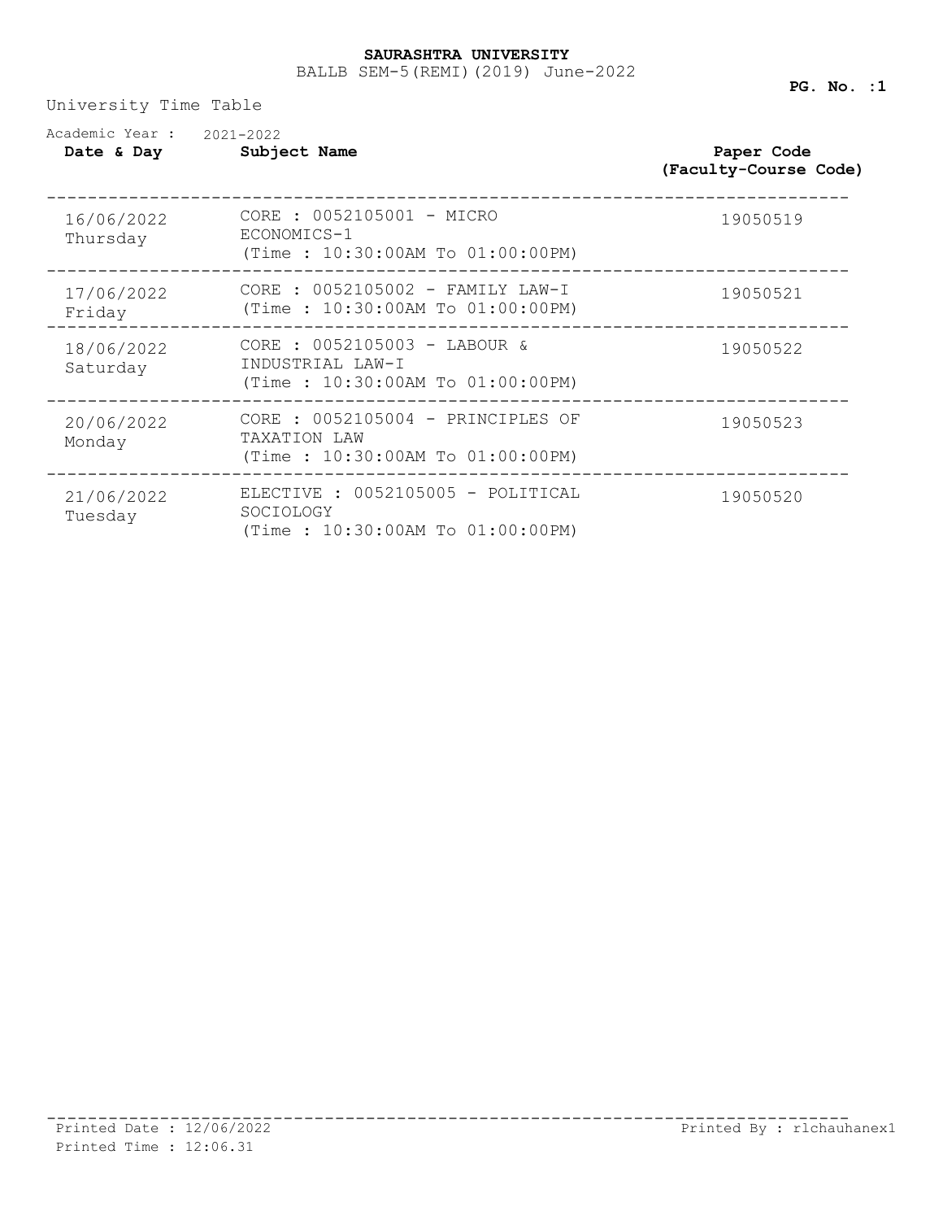**SAURASHTRA UNIVERSITY**

BALLB SEM-5(REMI)(2019) June-2022

University Time Table

Academic Year : 2021-2022

| Date & Day | Subject Name | Paper Code (Faculty-Course Code) |
|---|---|---|
| 16/06/2022 Thursday | CORE : 0052105001 - MICRO ECONOMICS-1 (Time : 10:30:00AM To 01:00:00PM) | 19050519 |
| 17/06/2022 Friday | CORE : 0052105002 - FAMILY LAW-I (Time : 10:30:00AM To 01:00:00PM) | 19050521 |
| 18/06/2022 Saturday | CORE : 0052105003 - LABOUR & INDUSTRIAL LAW-I (Time : 10:30:00AM To 01:00:00PM) | 19050522 |
| 20/06/2022 Monday | CORE : 0052105004 - PRINCIPLES OF TAXATION LAW (Time : 10:30:00AM To 01:00:00PM) | 19050523 |
| 21/06/2022 Tuesday | ELECTIVE : 0052105005 - POLITICAL SOCIOLOGY (Time : 10:30:00AM To 01:00:00PM) | 19050520 |

Printed Date : 12/06/2022

Printed Time : 12:06.31

Printed By : rlchauhanex1